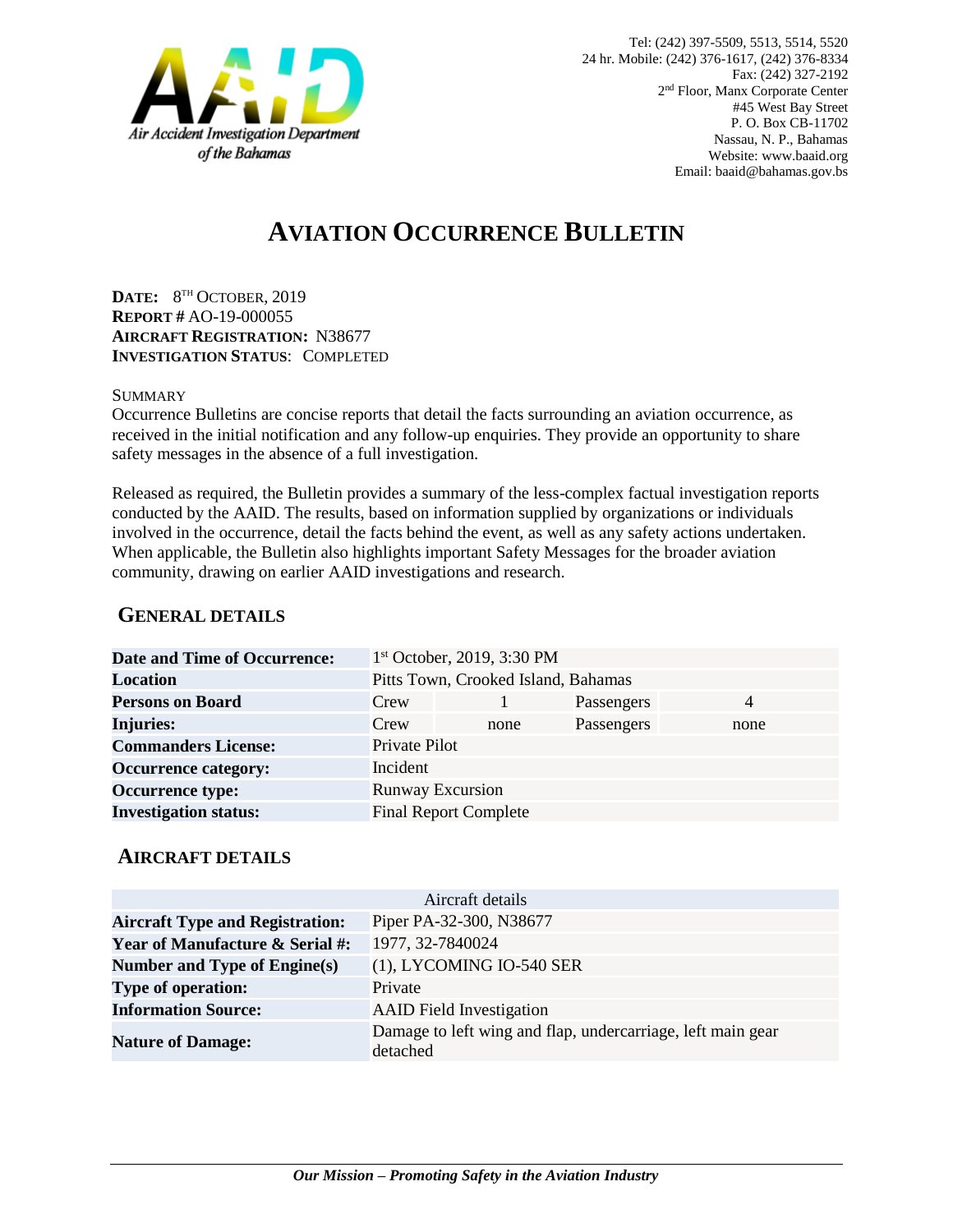**Air Accident Investigation Department of the Bahamas**

Tel: (242) 397-5509, 5513, 5514, 5520
24 hr. Mobile: (242) 376-1617, (242) 376-8334
Fax: (242) 327-2192
2nd Floor, Manx Corporate Center
#45 West Bay Street
P. O. Box CB-11702
Nassau, N. P., Bahamas
Website: www.baaid.org
Email: baaid@bahamas.gov.bs

# AVIATION OCCURRENCE BULLETIN

**DATE:** 8TH OCTOBER, 2019
**REPORT #** AO-19-000055
**AIRCRAFT REGISTRATION:** N38677
**INVESTIGATION STATUS**: COMPLETED

SUMMARY
Occurrence Bulletins are concise reports that detail the facts surrounding an aviation occurrence, as received in the initial notification and any follow-up enquiries. They provide an opportunity to share safety messages in the absence of a full investigation.

Released as required, the Bulletin provides a summary of the less-complex factual investigation reports conducted by the AAID. The results, based on information supplied by organizations or individuals involved in the occurrence, detail the facts behind the event, as well as any safety actions undertaken. When applicable, the Bulletin also highlights important Safety Messages for the broader aviation community, drawing on earlier AAID investigations and research.

## GENERAL DETAILS

| | | | | |
|---|---|---|---|---|
| **Date and Time of Occurrence:** | 1st October, 2019, 3:30 PM | | | |
| **Location** | Pitts Town, Crooked Island, Bahamas | | | |
| **Persons on Board** | Crew | 1 | Passengers | 4 |
| **Injuries:** | Crew | none | Passengers | none |
| **Commanders License:** | Private Pilot | | | |
| **Occurrence category:** | Incident | | | |
| **Occurrence type:** | Runway Excursion | | | |
| **Investigation status:** | Final Report Complete | | | |

## AIRCRAFT DETAILS

| Aircraft details | |
|---|---|
| **Aircraft Type and Registration:** | Piper PA-32-300, N38677 |
| **Year of Manufacture & Serial #:** | 1977, 32-7840024 |
| **Number and Type of Engine(s)** | (1), LYCOMING IO-540 SER |
| **Type of operation:** | Private |
| **Information Source:** | AAID Field Investigation |
| **Nature of Damage:** | Damage to left wing and flap, undercarriage, left main gear detached |

***Our Mission – Promoting Safety in the Aviation Industry***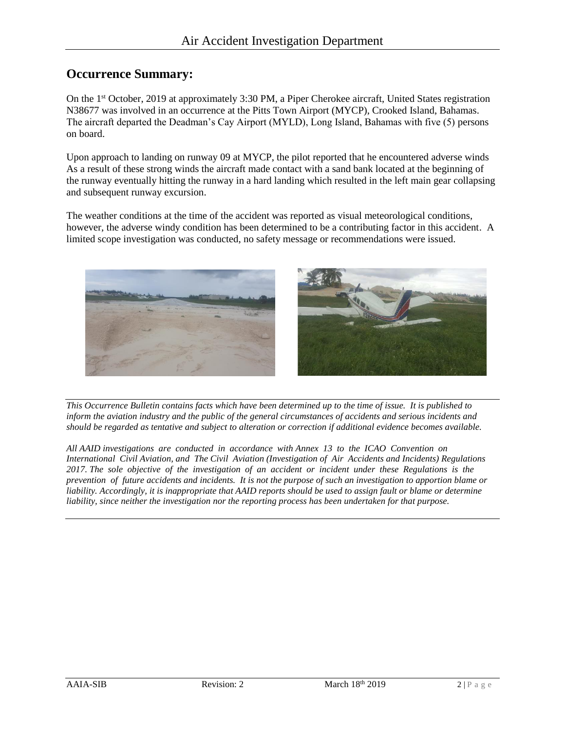## Occurrence Summary:

On the 1st October, 2019 at approximately 3:30 PM, a Piper Cherokee aircraft, United States registration N38677 was involved in an occurrence at the Pitts Town Airport (MYCP), Crooked Island, Bahamas. The aircraft departed the Deadman's Cay Airport (MYLD), Long Island, Bahamas with five (5) persons on board.

Upon approach to landing on runway 09 at MYCP, the pilot reported that he encountered adverse winds As a result of these strong winds the aircraft made contact with a sand bank located at the beginning of the runway eventually hitting the runway in a hard landing which resulted in the left main gear collapsing and subsequent runway excursion.

The weather conditions at the time of the accident was reported as visual meteorological conditions, however, the adverse windy condition has been determined to be a contributing factor in this accident. A limited scope investigation was conducted, no safety message or recommendations were issued.

*This Occurrence Bulletin contains facts which have been determined up to the time of issue. It is published to inform the aviation industry and the public of the general circumstances of accidents and serious incidents and should be regarded as tentative and subject to alteration or correction if additional evidence becomes available.*

*All AAID investigations are conducted in accordance with Annex 13 to the ICAO Convention on International Civil Aviation, and The Civil Aviation (Investigation of Air Accidents and Incidents) Regulations 2017. The sole objective of the investigation of an accident or incident under these Regulations is the prevention of future accidents and incidents. It is not the purpose of such an investigation to apportion blame or liability. Accordingly, it is inappropriate that AAID reports should be used to assign fault or blame or determine liability, since neither the investigation nor the reporting process has been undertaken for that purpose.*